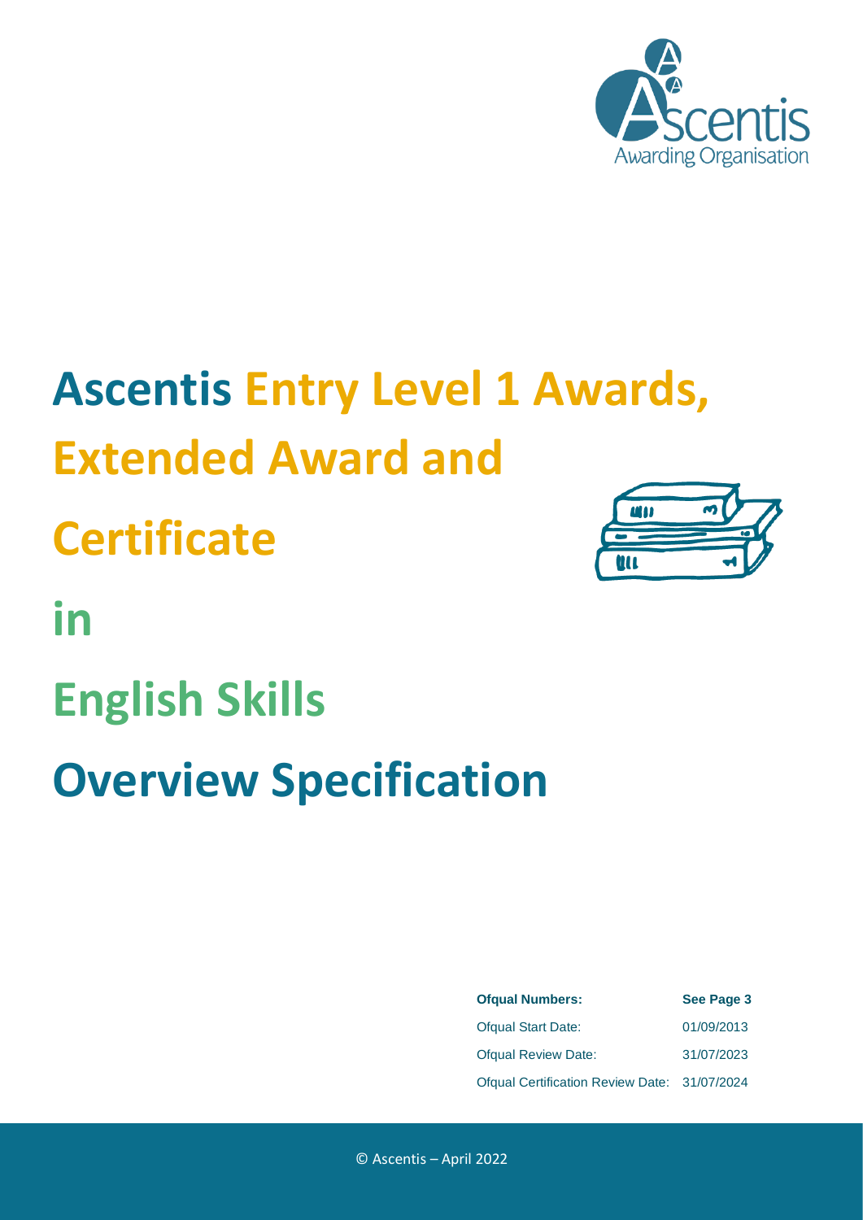# Ascentis Entry Level 1 Awards, Extended Award and Certificate in English Skills Overview Specification

| | |
|---|---|
| **Ofqual Numbers:** | **See Page 3** |
| Ofqual Start Date: | 01/09/2013 |
| Ofqual Review Date: | 31/07/2023 |
| Ofqual Certification Review Date: | 31/07/2024 |

© Ascentis – April 2022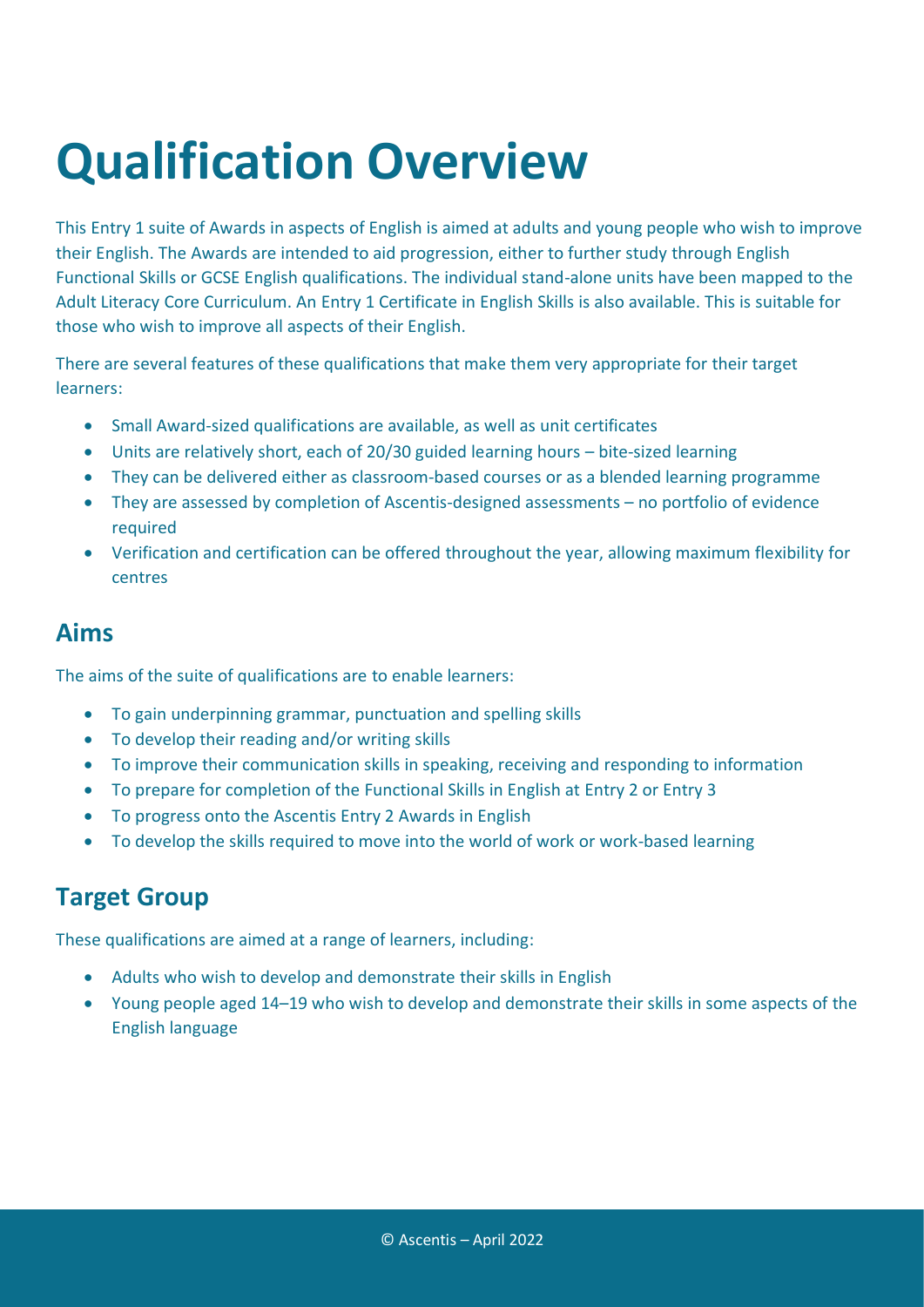# Qualification Overview

This Entry 1 suite of Awards in aspects of English is aimed at adults and young people who wish to improve their English. The Awards are intended to aid progression, either to further study through English Functional Skills or GCSE English qualifications. The individual stand-alone units have been mapped to the Adult Literacy Core Curriculum. An Entry 1 Certificate in English Skills is also available. This is suitable for those who wish to improve all aspects of their English.

There are several features of these qualifications that make them very appropriate for their target learners:

- Small Award-sized qualifications are available, as well as unit certificates
- Units are relatively short, each of 20/30 guided learning hours – bite-sized learning
- They can be delivered either as classroom-based courses or as a blended learning programme
- They are assessed by completion of Ascentis-designed assessments – no portfolio of evidence required
- Verification and certification can be offered throughout the year, allowing maximum flexibility for centres

## Aims

The aims of the suite of qualifications are to enable learners:

- To gain underpinning grammar, punctuation and spelling skills
- To develop their reading and/or writing skills
- To improve their communication skills in speaking, receiving and responding to information
- To prepare for completion of the Functional Skills in English at Entry 2 or Entry 3
- To progress onto the Ascentis Entry 2 Awards in English
- To develop the skills required to move into the world of work or work-based learning

## Target Group

These qualifications are aimed at a range of learners, including:

- Adults who wish to develop and demonstrate their skills in English
- Young people aged 14–19 who wish to develop and demonstrate their skills in some aspects of the English language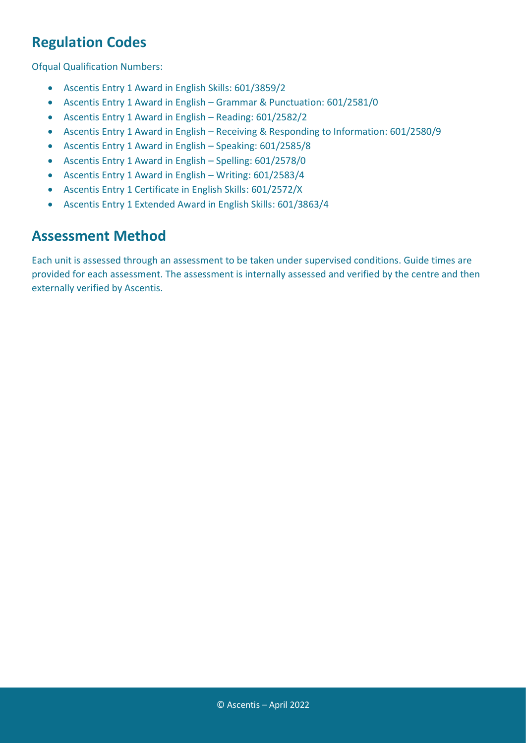## Regulation Codes

Ofqual Qualification Numbers:

- Ascentis Entry 1 Award in English Skills: 601/3859/2
- Ascentis Entry 1 Award in English – Grammar & Punctuation: 601/2581/0
- Ascentis Entry 1 Award in English – Reading: 601/2582/2
- Ascentis Entry 1 Award in English – Receiving & Responding to Information: 601/2580/9
- Ascentis Entry 1 Award in English – Speaking: 601/2585/8
- Ascentis Entry 1 Award in English – Spelling: 601/2578/0
- Ascentis Entry 1 Award in English – Writing: 601/2583/4
- Ascentis Entry 1 Certificate in English Skills: 601/2572/X
- Ascentis Entry 1 Extended Award in English Skills: 601/3863/4

## Assessment Method

Each unit is assessed through an assessment to be taken under supervised conditions. Guide times are provided for each assessment. The assessment is internally assessed and verified by the centre and then externally verified by Ascentis.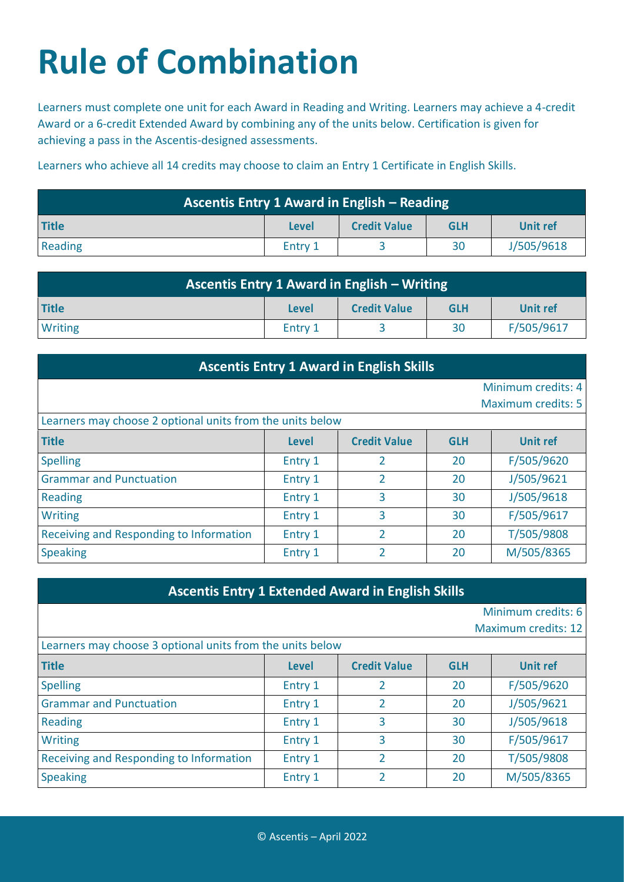# Rule of Combination

Learners must complete one unit for each Award in Reading and Writing. Learners may achieve a 4-credit Award or a 6-credit Extended Award by combining any of the units below. Certification is given for achieving a pass in the Ascentis-designed assessments.

Learners who achieve all 14 credits may choose to claim an Entry 1 Certificate in English Skills.

**Ascentis Entry 1 Award in English – Reading**

| Title | Level | Credit Value | GLH | Unit ref |
|---|---|---|---|---|
| Reading | Entry 1 | 3 | 30 | J/505/9618 |

**Ascentis Entry 1 Award in English – Writing**

| Title | Level | Credit Value | GLH | Unit ref |
|---|---|---|---|---|
| Writing | Entry 1 | 3 | 30 | F/505/9617 |

**Ascentis Entry 1 Award in English Skills**

Minimum credits: 4
Maximum credits: 5

Learners may choose 2 optional units from the units below

| Title | Level | Credit Value | GLH | Unit ref |
|---|---|---|---|---|
| Spelling | Entry 1 | 2 | 20 | F/505/9620 |
| Grammar and Punctuation | Entry 1 | 2 | 20 | J/505/9621 |
| Reading | Entry 1 | 3 | 30 | J/505/9618 |
| Writing | Entry 1 | 3 | 30 | F/505/9617 |
| Receiving and Responding to Information | Entry 1 | 2 | 20 | T/505/9808 |
| Speaking | Entry 1 | 2 | 20 | M/505/8365 |

**Ascentis Entry 1 Extended Award in English Skills**

Minimum credits: 6
Maximum credits: 12

Learners may choose 3 optional units from the units below

| Title | Level | Credit Value | GLH | Unit ref |
|---|---|---|---|---|
| Spelling | Entry 1 | 2 | 20 | F/505/9620 |
| Grammar and Punctuation | Entry 1 | 2 | 20 | J/505/9621 |
| Reading | Entry 1 | 3 | 30 | J/505/9618 |
| Writing | Entry 1 | 3 | 30 | F/505/9617 |
| Receiving and Responding to Information | Entry 1 | 2 | 20 | T/505/9808 |
| Speaking | Entry 1 | 2 | 20 | M/505/8365 |

© Ascentis – April 2022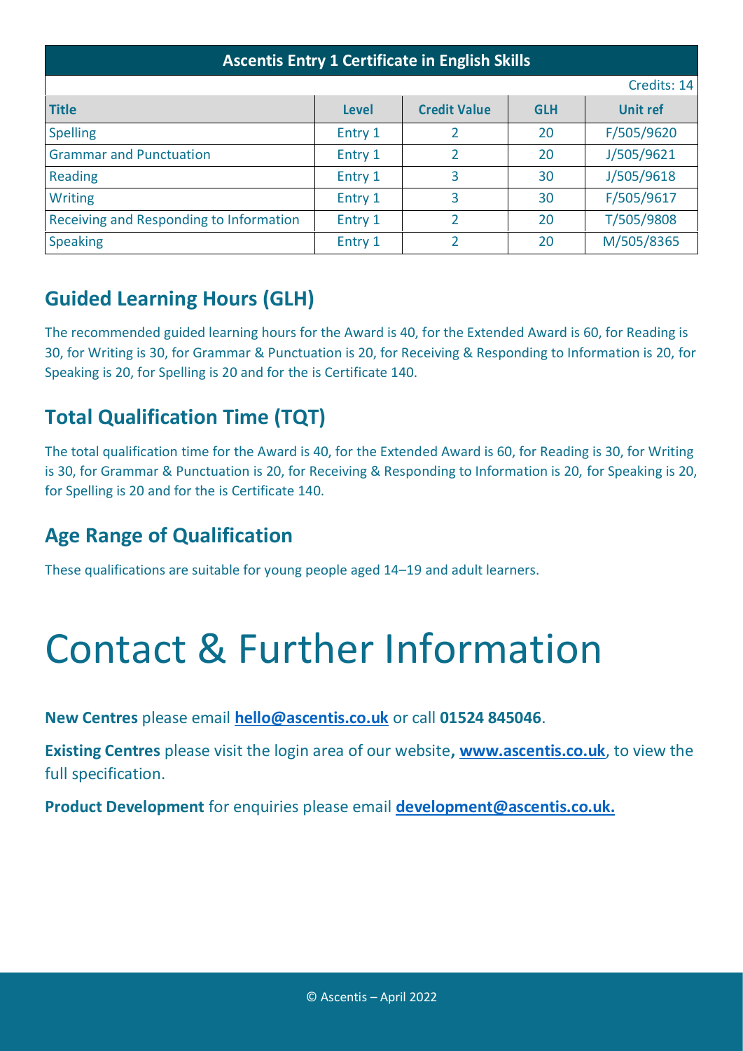| Ascentis Entry 1 Certificate in English Skills | | | | |
|---|---|---|---|---|
| | | | | Credits: 14 |
| **Title** | **Level** | **Credit Value** | **GLH** | **Unit ref** |
| Spelling | Entry 1 | 2 | 20 | F/505/9620 |
| Grammar and Punctuation | Entry 1 | 2 | 20 | J/505/9621 |
| Reading | Entry 1 | 3 | 30 | J/505/9618 |
| Writing | Entry 1 | 3 | 30 | F/505/9617 |
| Receiving and Responding to Information | Entry 1 | 2 | 20 | T/505/9808 |
| Speaking | Entry 1 | 2 | 20 | M/505/8365 |

## Guided Learning Hours (GLH)

The recommended guided learning hours for the Award is 40, for the Extended Award is 60, for Reading is 30, for Writing is 30, for Grammar & Punctuation is 20, for Receiving & Responding to Information is 20, for Speaking is 20, for Spelling is 20 and for the is Certificate 140.

## Total Qualification Time (TQT)

The total qualification time for the Award is 40, for the Extended Award is 60, for Reading is 30, for Writing is 30, for Grammar & Punctuation is 20, for Receiving & Responding to Information is 20, for Speaking is 20, for Spelling is 20 and for the is Certificate 140.

## Age Range of Qualification

These qualifications are suitable for young people aged 14–19 and adult learners.

# Contact & Further Information

**New Centres** please email **hello@ascentis.co.uk** or call **01524 845046**.

**Existing Centres** please visit the login area of our website**, www.ascentis.co.uk**, to view the full specification.

**Product Development** for enquiries please email **development@ascentis.co.uk.**

© Ascentis – April 2022